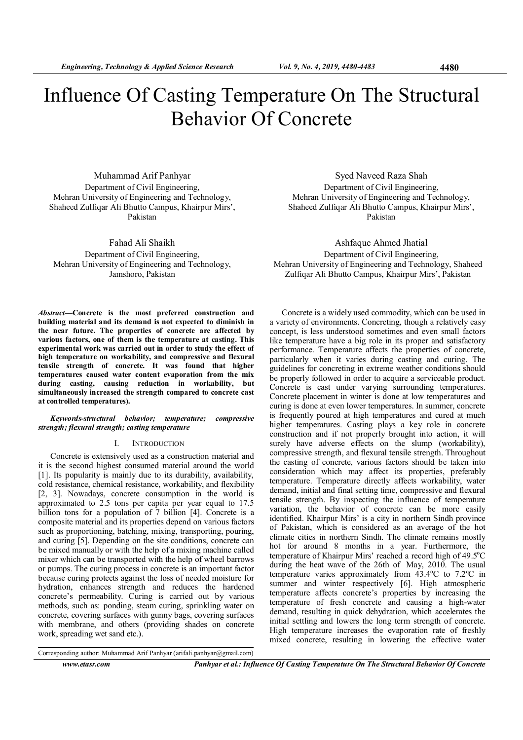# Influence Of Casting Temperature On The Structural Behavior Of Concrete

Muhammad Arif Panhyar
Department of Civil Engineering,
Mehran University of Engineering and Technology,
Shaheed Zulfiqar Ali Bhutto Campus, Khairpur Mirs',
Pakistan

Syed Naveed Raza Shah
Department of Civil Engineering,
Mehran University of Engineering and Technology,
Shaheed Zulfiqar Ali Bhutto Campus, Khairpur Mirs',
Pakistan

Fahad Ali Shaikh
Department of Civil Engineering,
Mehran University of Engineering and Technology,
Jamshoro, Pakistan

Ashfaque Ahmed Jhatial
Department of Civil Engineering,
Mehran University of Engineering and Technology, Shaheed
Zulfiqar Ali Bhutto Campus, Khairpur Mirs', Pakistan

***Abstract*—Concrete is the most preferred construction and building material and its demand is not expected to diminish in the near future. The properties of concrete are affected by various factors, one of them is the temperature at casting. This experimental work was carried out in order to study the effect of high temperature on workability, and compressive and flexural tensile strength of concrete. It was found that higher temperatures caused water content evaporation from the mix during casting, causing reduction in workability, but simultaneously increased the strength compared to concrete cast at controlled temperatures).**

***Keywords-structural behavior; temperature; compressive strength; flexural strength; casting temperature***

## I. INTRODUCTION

Concrete is extensively used as a construction material and it is the second highest consumed material around the world [1]. Its popularity is mainly due to its durability, availability, cold resistance, chemical resistance, workability, and flexibility [2, 3]. Nowadays, concrete consumption in the world is approximated to 2.5 tons per capita per year equal to 17.5 billion tons for a population of 7 billion [4]. Concrete is a composite material and its properties depend on various factors such as proportioning, batching, mixing, transporting, pouring, and curing [5]. Depending on the site conditions, concrete can be mixed manually or with the help of a mixing machine called mixer which can be transported with the help of wheel barrows or pumps. The curing process in concrete is an important factor because curing protects against the loss of needed moisture for hydration, enhances strength and reduces the hardened concrete's permeability. Curing is carried out by various methods, such as: ponding, steam curing, sprinkling water on concrete, covering surfaces with gunny bags, covering surfaces with membrane, and others (providing shades on concrete work, spreading wet sand etc.).

Concrete is a widely used commodity, which can be used in a variety of environments. Concreting, though a relatively easy concept, is less understood sometimes and even small factors like temperature have a big role in its proper and satisfactory performance. Temperature affects the properties of concrete, particularly when it varies during casting and curing. The guidelines for concreting in extreme weather conditions should be properly followed in order to acquire a serviceable product. Concrete is cast under varying surrounding temperatures. Concrete placement in winter is done at low temperatures and curing is done at even lower temperatures. In summer, concrete is frequently poured at high temperatures and cured at much higher temperatures. Casting plays a key role in concrete construction and if not properly brought into action, it will surely have adverse effects on the slump (workability), compressive strength, and flexural tensile strength. Throughout the casting of concrete, various factors should be taken into consideration which may affect its properties, preferably temperature. Temperature directly affects workability, water demand, initial and final setting time, compressive and flexural tensile strength. By inspecting the influence of temperature variation, the behavior of concrete can be more easily identified. Khairpur Mirs' is a city in northern Sindh province of Pakistan, which is considered as an average of the hot climate cities in northern Sindh. The climate remains mostly hot for around 8 months in a year. Furthermore, the temperature of Khairpur Mirs' reached a record high of 49.5°C during the heat wave of the 26th of May, 2010. The usual temperature varies approximately from 43.4°C to 7.2°C in summer and winter respectively [6]. High atmospheric temperature affects concrete's properties by increasing the temperature of fresh concrete and causing a high-water demand, resulting in quick dehydration, which accelerates the initial settling and lowers the long term strength of concrete. High temperature increases the evaporation rate of freshly mixed concrete, resulting in lowering the effective water

Corresponding author: Muhammad Arif Panhyar (arifali.panhyar@gmail.com)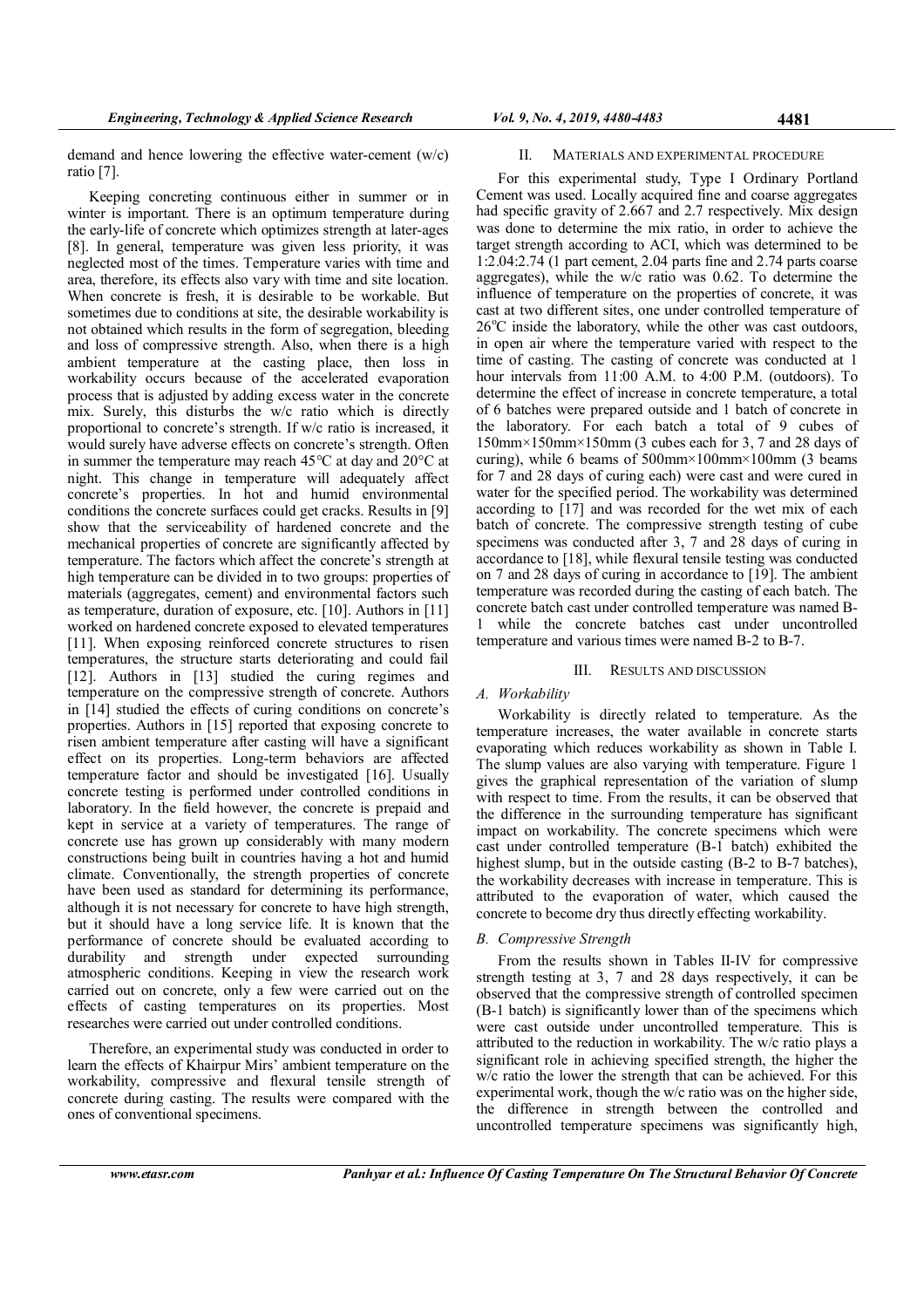demand and hence lowering the effective water-cement (w/c) ratio [7].

Keeping concreting continuous either in summer or in winter is important. There is an optimum temperature during the early-life of concrete which optimizes strength at later-ages [8]. In general, temperature was given less priority, it was neglected most of the times. Temperature varies with time and area, therefore, its effects also vary with time and site location. When concrete is fresh, it is desirable to be workable. But sometimes due to conditions at site, the desirable workability is not obtained which results in the form of segregation, bleeding and loss of compressive strength. Also, when there is a high ambient temperature at the casting place, then loss in workability occurs because of the accelerated evaporation process that is adjusted by adding excess water in the concrete mix. Surely, this disturbs the w/c ratio which is directly proportional to concrete's strength. If w/c ratio is increased, it would surely have adverse effects on concrete's strength. Often in summer the temperature may reach 45°C at day and 20°C at night. This change in temperature will adequately affect concrete's properties. In hot and humid environmental conditions the concrete surfaces could get cracks. Results in [9] show that the serviceability of hardened concrete and the mechanical properties of concrete are significantly affected by temperature. The factors which affect the concrete's strength at high temperature can be divided in to two groups: properties of materials (aggregates, cement) and environmental factors such as temperature, duration of exposure, etc. [10]. Authors in [11] worked on hardened concrete exposed to elevated temperatures [11]. When exposing reinforced concrete structures to risen temperatures, the structure starts deteriorating and could fail [12]. Authors in [13] studied the curing regimes and temperature on the compressive strength of concrete. Authors in [14] studied the effects of curing conditions on concrete's properties. Authors in [15] reported that exposing concrete to risen ambient temperature after casting will have a significant effect on its properties. Long-term behaviors are affected temperature factor and should be investigated [16]. Usually concrete testing is performed under controlled conditions in laboratory. In the field however, the concrete is prepaid and kept in service at a variety of temperatures. The range of concrete use has grown up considerably with many modern constructions being built in countries having a hot and humid climate. Conventionally, the strength properties of concrete have been used as standard for determining its performance, although it is not necessary for concrete to have high strength, but it should have a long service life. It is known that the performance of concrete should be evaluated according to durability and strength under expected surrounding atmospheric conditions. Keeping in view the research work carried out on concrete, only a few were carried out on the effects of casting temperatures on its properties. Most researches were carried out under controlled conditions.

Therefore, an experimental study was conducted in order to learn the effects of Khairpur Mirs' ambient temperature on the workability, compressive and flexural tensile strength of concrete during casting. The results were compared with the ones of conventional specimens.

## II. Materials and Experimental Procedure

For this experimental study, Type I Ordinary Portland Cement was used. Locally acquired fine and coarse aggregates had specific gravity of 2.667 and 2.7 respectively. Mix design was done to determine the mix ratio, in order to achieve the target strength according to ACI, which was determined to be 1:2.04:2.74 (1 part cement, 2.04 parts fine and 2.74 parts coarse aggregates), while the w/c ratio was 0.62. To determine the influence of temperature on the properties of concrete, it was cast at two different sites, one under controlled temperature of 26°C inside the laboratory, while the other was cast outdoors, in open air where the temperature varied with respect to the time of casting. The casting of concrete was conducted at 1 hour intervals from 11:00 A.M. to 4:00 P.M. (outdoors). To determine the effect of increase in concrete temperature, a total of 6 batches were prepared outside and 1 batch of concrete in the laboratory. For each batch a total of 9 cubes of 150mm×150mm×150mm (3 cubes each for 3, 7 and 28 days of curing), while 6 beams of 500mm×100mm×100mm (3 beams for 7 and 28 days of curing each) were cast and were cured in water for the specified period. The workability was determined according to [17] and was recorded for the wet mix of each batch of concrete. The compressive strength testing of cube specimens was conducted after 3, 7 and 28 days of curing in accordance to [18], while flexural tensile testing was conducted on 7 and 28 days of curing in accordance to [19]. The ambient temperature was recorded during the casting of each batch. The concrete batch cast under controlled temperature was named B-1 while the concrete batches cast under uncontrolled temperature and various times were named B-2 to B-7.

## III. Results and Discussion

### A. Workability

Workability is directly related to temperature. As the temperature increases, the water available in concrete starts evaporating which reduces workability as shown in Table I. The slump values are also varying with temperature. Figure 1 gives the graphical representation of the variation of slump with respect to time. From the results, it can be observed that the difference in the surrounding temperature has significant impact on workability. The concrete specimens which were cast under controlled temperature (B-1 batch) exhibited the highest slump, but in the outside casting (B-2 to B-7 batches), the workability decreases with increase in temperature. This is attributed to the evaporation of water, which caused the concrete to become dry thus directly effecting workability.

### B. Compressive Strength

From the results shown in Tables II-IV for compressive strength testing at 3, 7 and 28 days respectively, it can be observed that the compressive strength of controlled specimen (B-1 batch) is significantly lower than of the specimens which were cast outside under uncontrolled temperature. This is attributed to the reduction in workability. The w/c ratio plays a significant role in achieving specified strength, the higher the w/c ratio the lower the strength that can be achieved. For this experimental work, though the w/c ratio was on the higher side, the difference in strength between the controlled and uncontrolled temperature specimens was significantly high,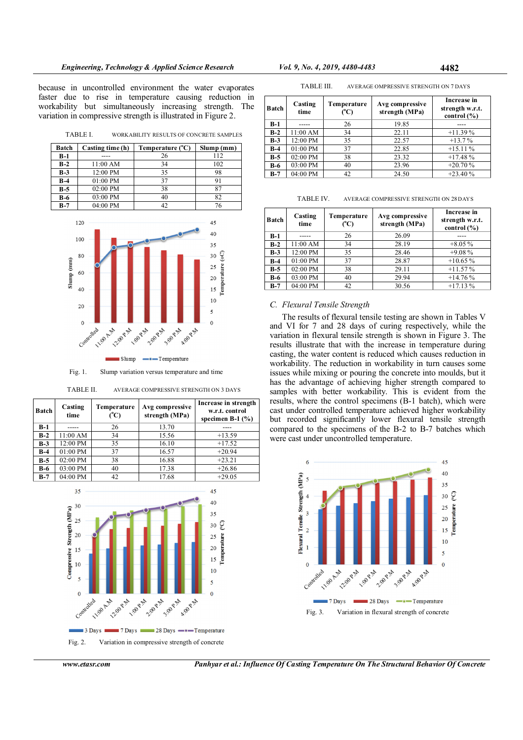because in uncontrolled environment the water evaporates faster due to rise in temperature causing reduction in workability but simultaneously increasing strength. The variation in compressive strength is illustrated in Figure 2.

TABLE I. WORKABILITY RESULTS OF CONCRETE SAMPLES

| Batch | Casting time (h) | Temperature (°C) | Slump (mm) |
|---|---|---|---|
| B-1 | ---- | 26 | 112 |
| B-2 | 11:00 AM | 34 | 102 |
| B-3 | 12:00 PM | 35 | 98 |
| B-4 | 01:00 PM | 37 | 91 |
| B-5 | 02:00 PM | 38 | 87 |
| B-6 | 03:00 PM | 40 | 82 |
| B-7 | 04:00 PM | 42 | 76 |

Fig. 1. Slump variation versus temperature and time

TABLE II. AVERAGE COMPRESSIVE STRENGTH ON 3 DAYS

| Batch | Casting time | Temperature (°C) | Avg compressive strength (MPa) | Increase in strength w.r.t. control specimen B-1 (%) |
|---|---|---|---|---|
| B-1 | ----- | 26 | 13.70 | ---- |
| B-2 | 11:00 AM | 34 | 15.56 | +13.59 |
| B-3 | 12:00 PM | 35 | 16.10 | +17.52 |
| B-4 | 01:00 PM | 37 | 16.57 | +20.94 |
| B-5 | 02:00 PM | 38 | 16.88 | +23.21 |
| B-6 | 03:00 PM | 40 | 17.38 | +26.86 |
| B-7 | 04:00 PM | 42 | 17.68 | +29.05 |

Fig. 2. Variation in compressive strength of concrete

TABLE III. AVERAGE OMPRESSIVE STRENGTH ON 7 DAYS

| Batch | Casting time | Temperature (°C) | Avg compressive strength (MPa) | Increase in strength w.r.t. control (%) |
|---|---|---|---|---|
| B-1 | ----- | 26 | 19.85 | ---- |
| B-2 | 11:00 AM | 34 | 22.11 | +11.39 % |
| B-3 | 12:00 PM | 35 | 22.57 | +13.7 % |
| B-4 | 01:00 PM | 37 | 22.85 | +15.11 % |
| B-5 | 02:00 PM | 38 | 23.32 | +17.48 % |
| B-6 | 03:00 PM | 40 | 23.96 | +20.70 % |
| B-7 | 04:00 PM | 42 | 24.50 | +23.40 % |

TABLE IV. AVERAGE COMPRESSIVE STRENGTH ON 28 DAYS

| Batch | Casting time | Temperature (°C) | Avg compressive strength (MPa) | Increase in strength w.r.t. control (%) |
|---|---|---|---|---|
| B-1 | ----- | 26 | 26.09 | ---- |
| B-2 | 11:00 AM | 34 | 28.19 | +8.05 % |
| B-3 | 12:00 PM | 35 | 28.46 | +9.08 % |
| B-4 | 01:00 PM | 37 | 28.87 | +10.65 % |
| B-5 | 02:00 PM | 38 | 29.11 | +11.57 % |
| B-6 | 03:00 PM | 40 | 29.94 | +14.76 % |
| B-7 | 04:00 PM | 42 | 30.56 | +17.13 % |

### C. Flexural Tensile Strength

The results of flexural tensile testing are shown in Tables V and VI for 7 and 28 days of curing respectively, while the variation in flexural tensile strength is shown in Figure 3. The results illustrate that with the increase in temperature during casting, the water content is reduced which causes reduction in workability. The reduction in workability in turn causes some issues while mixing or pouring the concrete into moulds, but it has the advantage of achieving higher strength compared to samples with better workability. This is evident from the results, where the control specimens (B-1 batch), which were cast under controlled temperature achieved higher workability but recorded significantly lower flexural tensile strength compared to the specimens of the B-2 to B-7 batches which were cast under uncontrolled temperature.

Fig. 3. Variation in flexural strength of concrete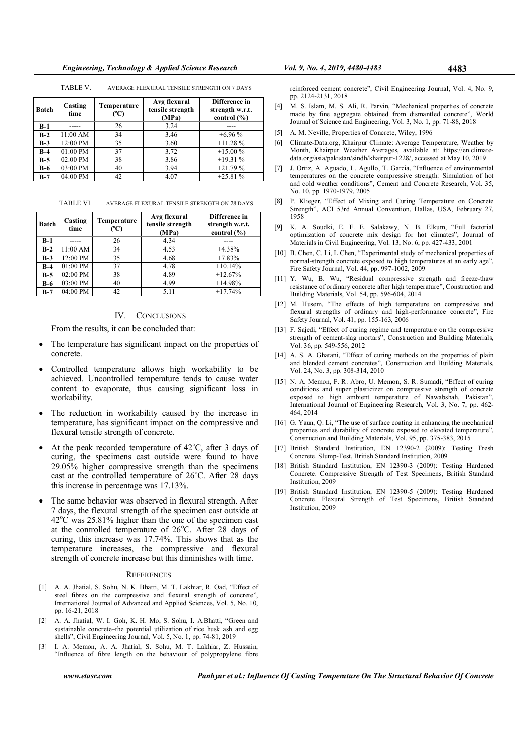TABLE V. AVERAGE FLEXURAL TENSILE STRENGTH ON 7 DAYS

| Batch | Casting time | Temperature (°C) | Avg flexural tensile strength (MPa) | Difference in strength w.r.t. control (%) |
|---|---|---|---|---|
| **B-1** | ----- | 26 | 3.24 | ---- |
| **B-2** | 11:00 AM | 34 | 3.46 | +6.96 % |
| **B-3** | 12:00 PM | 35 | 3.60 | +11.28 % |
| **B-4** | 01:00 PM | 37 | 3.72 | +15.00 % |
| **B-5** | 02:00 PM | 38 | 3.86 | +19.31 % |
| **B-6** | 03:00 PM | 40 | 3.94 | +21.79 % |
| **B-7** | 04:00 PM | 42 | 4.07 | +25.81 % |

TABLE VI. AVERAGE FLEXURAL TENSILE STRENGTH ON 28 DAYS

| Batch | Casting time | Temperature (°C) | Avg flexural tensile strength (MPa) | Difference in strength w.r.t. control (%) |
|---|---|---|---|---|
| **B-1** | ----- | 26 | 4.34 | ---- |
| **B-2** | 11:00 AM | 34 | 4.53 | +4.38% |
| **B-3** | 12:00 PM | 35 | 4.68 | +7.83% |
| **B-4** | 01:00 PM | 37 | 4.78 | +10.14% |
| **B-5** | 02:00 PM | 38 | 4.89 | +12.67% |
| **B-6** | 03:00 PM | 40 | 4.99 | +14.98% |
| **B-7** | 04:00 PM | 42 | 5.11 | +17.74% |

## IV. CONCLUSIONS

From the results, it can be concluded that:

- The temperature has significant impact on the properties of concrete.
- Controlled temperature allows high workability to be achieved. Uncontrolled temperature tends to cause water content to evaporate, thus causing significant loss in workability.
- The reduction in workability caused by the increase in temperature, has significant impact on the compressive and flexural tensile strength of concrete.
- At the peak recorded temperature of 42°C, after 3 days of curing, the specimens cast outside were found to have 29.05% higher compressive strength than the specimens cast at the controlled temperature of 26°C. After 28 days this increase in percentage was 17.13%.
- The same behavior was observed in flexural strength. After 7 days, the flexural strength of the specimen cast outside at 42°C was 25.81% higher than the one of the specimen cast at the controlled temperature of 26°C. After 28 days of curing, this increase was 17.74%. This shows that as the temperature increases, the compressive and flexural strength of concrete increase but this diminishes with time.

## REFERENCES

[1] A. A. Jhatial, S. Sohu, N. K. Bhatti, M. T. Lakhiar, R. Oad, "Effect of steel fibres on the compressive and flexural strength of concrete", International Journal of Advanced and Applied Sciences, Vol. 5, No. 10, pp. 16-21, 2018

[2] A. A. Jhatial, W. I. Goh, K. H. Mo, S. Sohu, I. A.Bhatti, "Green and sustainable concrete–the potential utilization of rice husk ash and egg shells", Civil Engineering Journal, Vol. 5, No. 1, pp. 74-81, 2019

[3] I. A. Memon, A. A. Jhatial, S. Sohu, M. T. Lakhiar, Z. Hussain, "Influence of fibre length on the behaviour of polypropylene fibre reinforced cement concrete", Civil Engineering Journal, Vol. 4, No. 9, pp. 2124-2131, 2018

[4] M. S. Islam, M. S. Ali, R. Parvin, "Mechanical properties of concrete made by fine aggregate obtained from dismantled concrete", World Journal of Science and Engineering, Vol. 3, No. 1, pp. 71-88, 2018

[5] A. M. Neville, Properties of Concrete, Wiley, 1996

[6] Climate-Data.org, Khairpur Climate: Average Temperature, Weather by Month, Khairpur Weather Averages, available at: https://en.climate-data.org/asia/pakistan/sindh/khairpur-1228/, accessed at May 10, 2019

[7] J. Ortiz, A. Aguado, L. Agullo, T. Garcia, "Influence of environmental temperatures on the concrete compressive strength: Simulation of hot and cold weather conditions", Cement and Concrete Research, Vol. 35, No. 10, pp. 1970-1979, 2005

[8] P. Klieger, "Effect of Mixing and Curing Temperature on Concrete Strength", ACI 53rd Annual Convention, Dallas, USA, February 27, 1958

[9] K. A. Soudki, E. F. E. Salakawy, N. B. Elkum, "Full factorial optimization of concrete mix design for hot climates", Journal of Materials in Civil Engineering, Vol. 13, No. 6, pp. 427-433, 2001

[10] B. Chen, C. Li, L Chen, "Experimental study of mechanical properties of normal-strength concrete exposed to high temperatures at an early age", Fire Safety Journal, Vol. 44, pp. 997-1002, 2009

[11] Y. Wu, B. Wu, "Residual compressive strength and freeze-thaw resistance of ordinary concrete after high temperature", Construction and Building Materials, Vol. 54, pp. 596-604, 2014

[12] M. Husem, "The effects of high temperature on compressive and flexural strengths of ordinary and high-performance concrete", Fire Safety Journal, Vol. 41, pp. 155-163, 2006

[13] F. Sajedi, "Effect of curing regime and temperature on the compressive strength of cement-slag mortars", Construction and Building Materials, Vol. 36, pp. 549-556, 2012

[14] A. S. A. Ghatani, "Effect of curing methods on the properties of plain and blended cement concretes", Construction and Building Materials, Vol. 24, No. 3, pp. 308-314, 2010

[15] N. A. Memon, F. R. Abro, U. Memon, S. R. Sumadi, "Effect of curing conditions and super plasticizer on compressive strength of concrete exposed to high ambient temperature of Nawabshah, Pakistan", International Journal of Engineering Research, Vol. 3, No. 7, pp. 462-464, 2014

[16] G. Yaun, Q. Li, "The use of surface coating in enhancing the mechanical properties and durability of concrete exposed to elevated temperature", Construction and Building Materials, Vol. 95, pp. 375-383, 2015

[17] British Standard Institution, EN 12390-2 (2009): Testing Fresh Concrete. Slump-Test, British Standard Institution, 2009

[18] British Standard Institution, EN 12390-3 (2009): Testing Hardened Concrete. Compressive Strength of Test Specimens, British Standard Institution, 2009

[19] British Standard Institution, EN 12390-5 (2009): Testing Hardened Concrete. Flexural Strength of Test Specimens, British Standard Institution, 2009